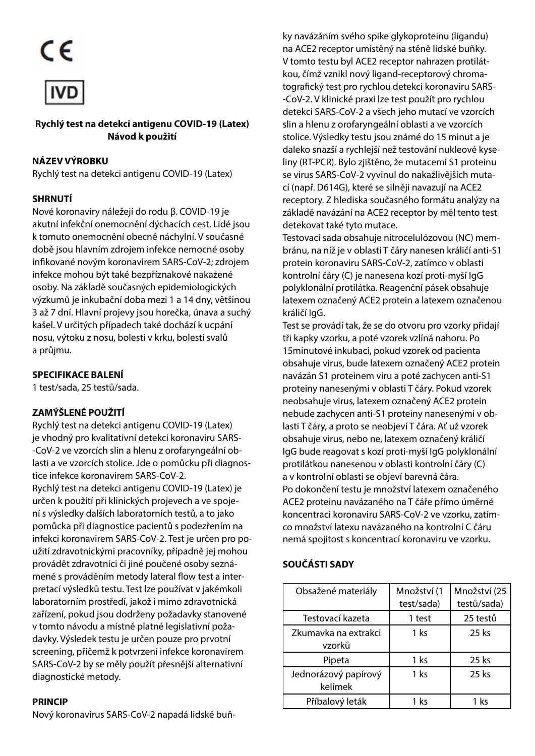CE

IVD

**Rychlý test na detekci antigenu COVID-19 (Latex)**
**Návod k použití**

## NÁZEV VÝROBKU

Rychlý test na detekci antigenu COVID-19 (Latex)

## SHRNUTÍ

Nové koronaviry náležejí do rodu β. COVID-19 je akutní infekční onemocnění dýchacích cest. Lidé jsou k tomuto onemocnění obecně náchylní. V současné době jsou hlavním zdrojem infekce nemocné osoby infikované novým koronavirem SARS-CoV-2; zdrojem infekce mohou být také bezpříznakové nakažené osoby. Na základě současných epidemiologických výzkumů je inkubační doba mezi 1 a 14 dny, většinou 3 až 7 dní. Hlavní projevy jsou horečka, únava a suchý kašel. V určitých případech také dochází k ucpání nosu, výtoku z nosu, bolesti v krku, bolesti svalů a průjmu.

## SPECIFIKACE BALENÍ

1 test/sada, 25 testů/sada.

## ZAMÝŠLENÉ POUŽITÍ

Rychlý test na detekci antigenu COVID-19 (Latex) je vhodný pro kvalitativní detekci koronaviru SARS-CoV-2 ve vzorcích slin a hlenu z orofaryngeální oblasti a ve vzorcích stolice. Jde o pomůcku při diagnostice infekce koronavirem SARS-CoV-2.

Rychlý test na detekci antigenu COVID-19 (Latex) je určen k použití při klinických projevech a ve spojení s výsledky dalších laboratorních testů, a to jako pomůcka při diagnostice pacientů s podezřením na infekci koronavirem SARS-CoV-2. Test je určen pro použití zdravotnickými pracovníky, případně jej mohou provádět zdravotníci či jiné poučené osoby seznámené s prováděním metody lateral flow test a interpretací výsledků testu. Test lze používat v jakémkoli laboratorním prostředí, jakož i mimo zdravotnická zařízení, pokud jsou dodrženy požadavky stanovené v tomto návodu a místně platné legislativní požadavky. Výsledek testu je určen pouze pro prvotní screening, přičemž k potvrzení infekce koronavirem SARS-CoV-2 by se měly použít přesnější alternativní diagnostické metody.

## PRINCIP

Nový koronavirus SARS-CoV-2 napadá lidské buňky navázáním svého spike glykoproteinu (ligandu) na ACE2 receptor umístěný na stěně lidské buňky. V tomto testu byl ACE2 receptor nahrazen protilátkou, čímž vznikl nový ligand-receptorový chromatografický test pro rychlou detekci koronaviru SARS-CoV-2. V klinické praxi lze test použít pro rychlou detekci SARS-CoV-2 a všech jeho mutací ve vzorcích slin a hlenu z orofaryngeální oblasti a ve vzorcích stolice. Výsledky testu jsou známé do 15 minut a je daleko snazší a rychlejší než testování nukleové kyseliny (RT-PCR). Bylo zjištěno, že mutacemi S1 proteinu se virus SARS-CoV-2 vyvinul do nakažlivějších mutací (např. D614G), které se silněji navazují na ACE2 receptory. Z hlediska současného formátu analýzy na základě navázání na ACE2 receptor by měl tento test detekovat také tyto mutace.

Testovací sada obsahuje nitrocelulózovou (NC) membránu, na níž je v oblasti T čáry nanesen králičí anti-S1 protein koronaviru SARS-CoV-2, zatímco v oblasti kontrolní čáry (C) je nanesena kozí proti-myší IgG polyklonální protilátka. Reagenční pásek obsahuje latexem označený ACE2 protein a latexem označenou králičí IgG.

Test se provádí tak, že se do otvoru pro vzorky přidají tři kapky vzorku, a poté vzorek vzlíná nahoru. Po 15minutové inkubaci, pokud vzorek od pacienta obsahuje virus, bude latexem označený ACE2 protein navázán S1 proteinem viru a poté zachycen anti-S1 proteiny nanesenými v oblasti T čáry. Pokud vzorek neobsahuje virus, latexem označený ACE2 protein nebude zachycen anti-S1 proteiny nanesenými v oblasti T čáry, a proto se neobjeví T čára. Ať už vzorek obsahuje virus, nebo ne, latexem označený králičí IgG bude reagovat s kozí proti-myší IgG polyklonální protilátkou nanesenou v oblasti kontrolní čáry (C) a v kontrolní oblasti se objeví barevná čára.

Po dokončení testu je množství latexem označeného ACE2 proteinu navázaného na T čáře přímo úměrné koncentraci koronaviru SARS-CoV-2 ve vzorku, zatímco množství latexu navázaného na kontrolní C čáru nemá spojitost s koncentrací koronaviru ve vzorku.

## SOUČÁSTI SADY

| Obsažené materiály | Množství (1 test/sada) | Množství (25 testů/sada) |
|---|---|---|
| Testovací kazeta | 1 test | 25 testů |
| Zkumavka na extrakci vzorků | 1 ks | 25 ks |
| Pipeta | 1 ks | 25 ks |
| Jednorázový papírový kelímek | 1 ks | 25 ks |
| Příbalový leták | 1 ks | 1 ks |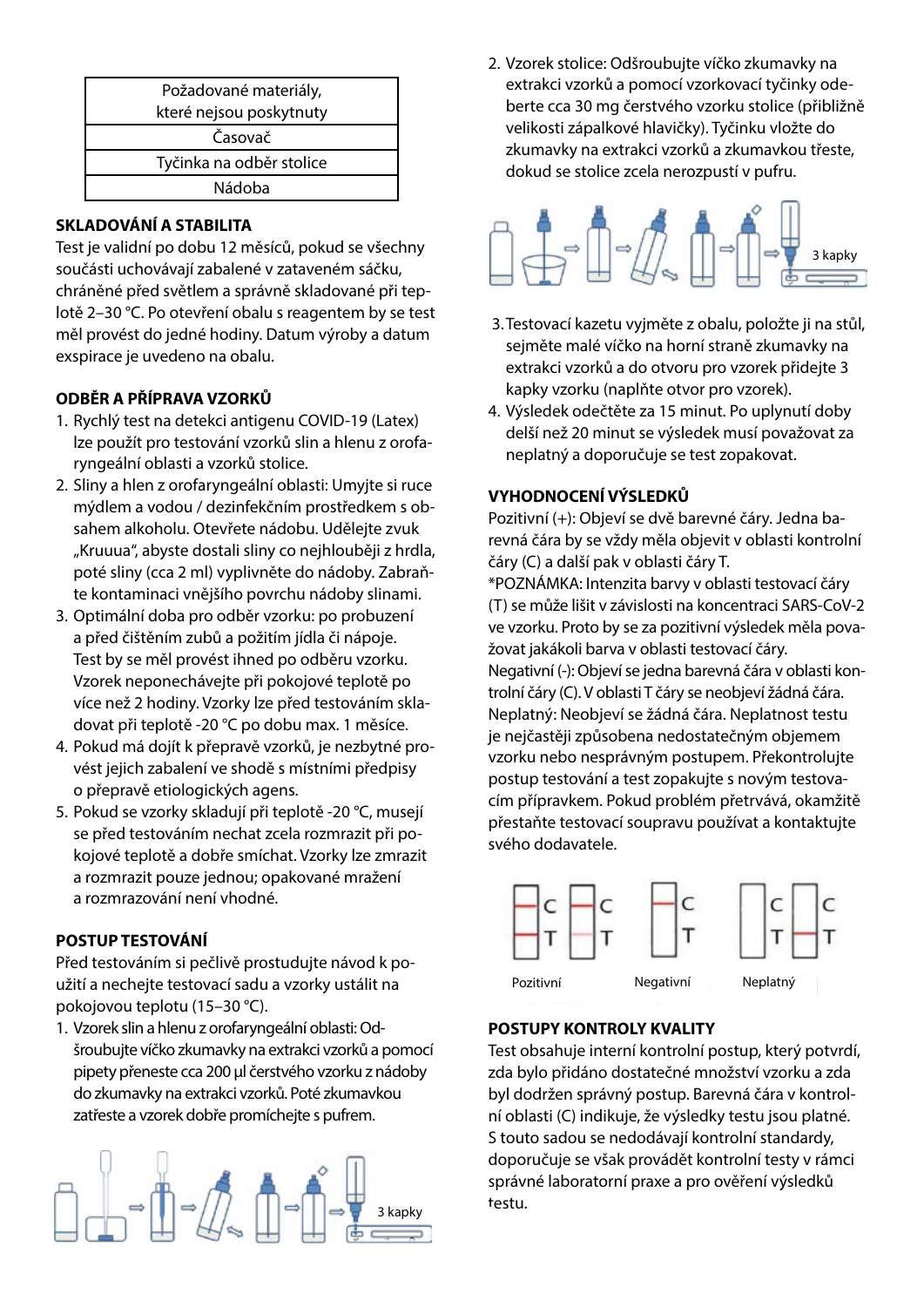| Požadované materiály, které nejsou poskytnuty |
|---|
| Časovač |
| Tyčinka na odběr stolice |
| Nádoba |

## SKLADOVÁNÍ A STABILITA

Test je validní po dobu 12 měsíců, pokud se všechny součásti uchovávají zabalené v zataveném sáčku, chráněné před světlem a správně skladované při teplotě 2–30 °C. Po otevření obalu s reagentem by se test měl provést do jedné hodiny. Datum výroby a datum exspirace je uvedeno na obalu.

## ODBĚR A PŘÍPRAVA VZORKŮ

1. Rychlý test na detekci antigenu COVID-19 (Latex) lze použít pro testování vzorků slin a hlenu z orofaryngeální oblasti a vzorků stolice.
2. Sliny a hlen z orofaryngeální oblasti: Umyjte si ruce mýdlem a vodou / dezinfekčním prostředkem s obsahem alkoholu. Otevřete nádobu. Udělejte zvuk „Kruuua", abyste dostali sliny co nejhlouběji z hrdla, poté sliny (cca 2 ml) vyplivněte do nádoby. Zabraňte kontaminaci vnějšího povrchu nádoby slinami.
3. Optimální doba pro odběr vzorku: po probuzení a před čištěním zubů a požitím jídla či nápoje. Test by se měl provést ihned po odběru vzorku. Vzorek neponechávejte při pokojové teplotě po více než 2 hodiny. Vzorky lze před testováním skladovat při teplotě -20 °C po dobu max. 1 měsíce.
4. Pokud má dojít k přepravě vzorků, je nezbytné provést jejich zabalení ve shodě s místními předpisy o přepravě etiologických agens.
5. Pokud se vzorky skladují při teplotě -20 °C, musejí se před testováním nechat zcela rozmrazit při pokojové teplotě a dobře smíchat. Vzorky lze zmrazit a rozmrazit pouze jednou; opakované mražení a rozmrazování není vhodné.

## POSTUP TESTOVÁNÍ

Před testováním si pečlivě prostudujte návod k použití a nechejte testovací sadu a vzorky ustálit na pokojovou teplotu (15–30 °C).

1. Vzorek slin a hlenu z orofaryngeální oblasti: Odšroubujte víčko zkumavky na extrakci vzorků a pomocí pipety přeneste cca 200 µl čerstvého vzorku z nádoby do zkumavky na extrakci vzorků. Poté zkumavkou zatřeste a vzorek dobře promíchejte s pufrem.

3 kapky

2. Vzorek stolice: Odšroubujte víčko zkumavky na extrakci vzorků a pomocí vzorkovací tyčinky odeberte cca 30 mg čerstvého vzorku stolice (přibližně velikosti zápalkové hlavičky). Tyčinku vložte do zkumavky na extrakci vzorků a zkumavkou třeste, dokud se stolice zcela nerozpustí v pufru.

3 kapky

3. Testovací kazetu vyjměte z obalu, položte ji na stůl, sejměte malé víčko na horní straně zkumavky na extrakci vzorků a do otvoru pro vzorek přidejte 3 kapky vzorku (naplňte otvor pro vzorek).
4. Výsledek odečtěte za 15 minut. Po uplynutí doby delší než 20 minut se výsledek musí považovat za neplatný a doporučuje se test zopakovat.

## VYHODNOCENÍ VÝSLEDKŮ

Pozitivní (+): Objeví se dvě barevné čáry. Jedna barevná čára by se vždy měla objevit v oblasti kontrolní čáry (C) a další pak v oblasti čáry T.

*POZNÁMKA: Intenzita barvy v oblasti testovací čáry (T) se může lišit v závislosti na koncentraci SARS-CoV-2 ve vzorku. Proto by se za pozitivní výsledek měla považovat jakákoli barva v oblasti testovací čáry.

Negativní (-): Objeví se jedna barevná čára v oblasti kontrolní čáry (C). V oblasti T čáry se neobjeví žádná čára.

Neplatný: Neobjeví se žádná čára. Neplatnost testu je nejčastěji způsobena nedostatečným objemem vzorku nebo nesprávným postupem. Překontrolujte postup testování a test zopakujte s novým testovacím přípravkem. Pokud problém přetrvává, okamžitě přestaňte testovací soupravu používat a kontaktujte svého dodavatele.

Pozitivní Negativní Neplatný

## POSTUPY KONTROLY KVALITY

Test obsahuje interní kontrolní postup, který potvrdí, zda bylo přidáno dostatečné množství vzorku a zda byl dodržen správný postup. Barevná čára v kontrolní oblasti (C) indikuje, že výsledky testu jsou platné. S touto sadou se nedodávají kontrolní standardy, doporučuje se však provádět kontrolní testy v rámci správné laboratorní praxe a pro ověření výsledků testu.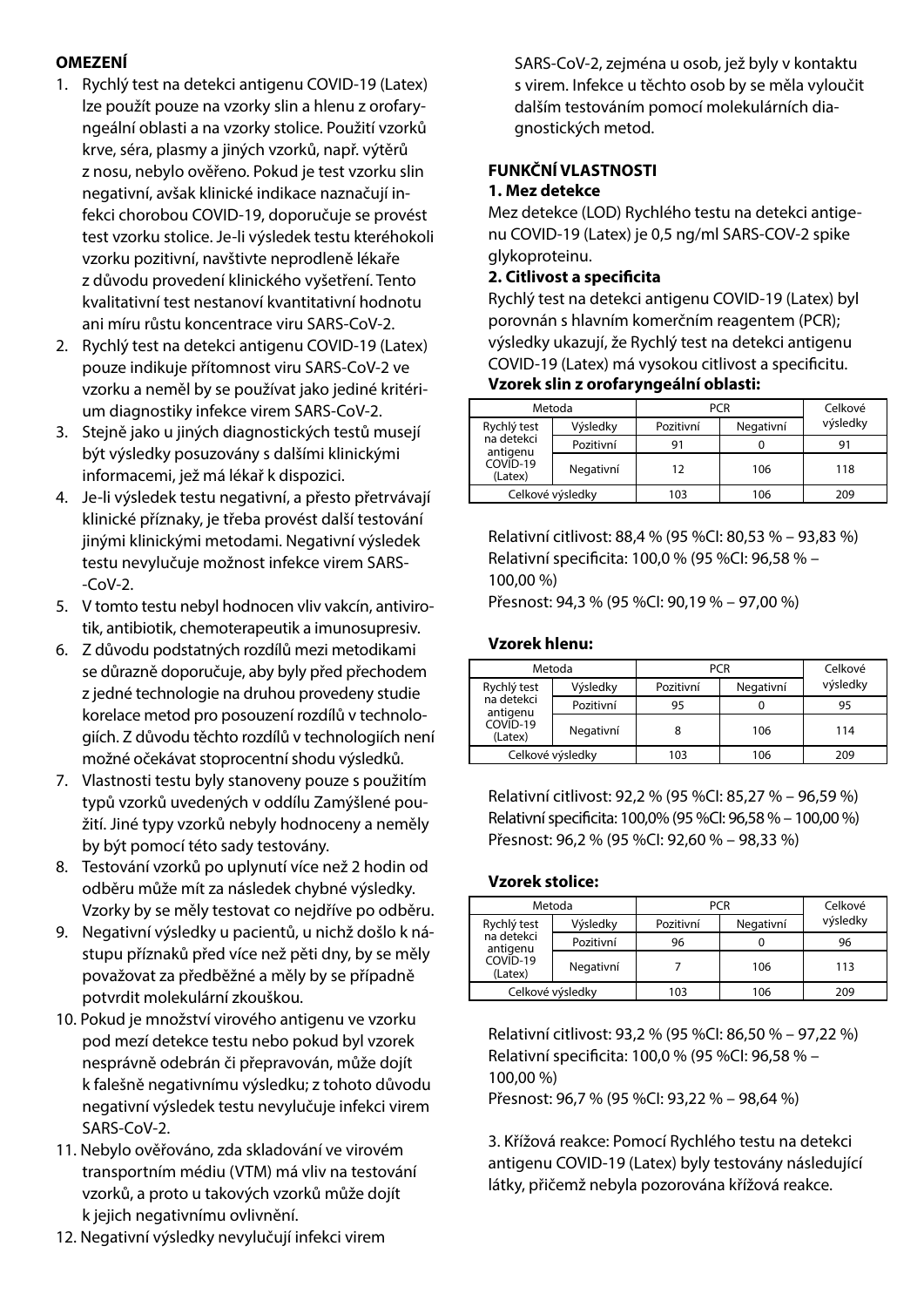**OMEZENÍ**

1. Rychlý test na detekci antigenu COVID-19 (Latex) lze použít pouze na vzorky slin a hlenu z orofaryngeální oblasti a na vzorky stolice. Použití vzorků krve, séra, plasmy a jiných vzorků, např. výtěrů z nosu, nebylo ověřeno. Pokud je test vzorku slin negativní, avšak klinické indikace naznačují infekci chorobou COVID-19, doporučuje se provést test vzorku stolice. Je-li výsledek testu kteréhokoli vzorku pozitivní, navštivte neprodleně lékaře z důvodu provedení klinického vyšetření. Tento kvalitativní test nestanoví kvantitativní hodnotu ani míru růstu koncentrace viru SARS-CoV-2.
2. Rychlý test na detekci antigenu COVID-19 (Latex) pouze indikuje přítomnost viru SARS-CoV-2 ve vzorku a neměl by se používat jako jediné kritérium diagnostiky infekce virem SARS-CoV-2.
3. Stejně jako u jiných diagnostických testů musejí být výsledky posuzovány s dalšími klinickými informacemi, jež má lékař k dispozici.
4. Je-li výsledek testu negativní, a přesto přetrvávají klinické příznaky, je třeba provést další testování jinými klinickými metodami. Negativní výsledek testu nevylučuje možnost infekce virem SARS-CoV-2.
5. V tomto testu nebyl hodnocen vliv vakcín, antivirotik, antibiotik, chemoterapeutik a imunosupresiv.
6. Z důvodu podstatných rozdílů mezi metodikami se důrazně doporučuje, aby byly před přechodem z jedné technologie na druhou provedeny studie korelace metod pro posouzení rozdílů v technologiích. Z důvodu těchto rozdílů v technologiích není možné očekávat stoprocentní shodu výsledků.
7. Vlastnosti testu byly stanoveny pouze s použitím typů vzorků uvedených v oddílu Zamýšlené použití. Jiné typy vzorků nebyly hodnoceny a neměly by být pomocí této sady testovány.
8. Testování vzorků po uplynutí více než 2 hodin od odběru může mít za následek chybné výsledky. Vzorky by se měly testovat co nejdříve po odběru.
9. Negativní výsledky u pacientů, u nichž došlo k nástupu příznaků před více než pěti dny, by se měly považovat za předběžné a měly by se případně potvrdit molekulární zkouškou.
10. Pokud je množství virového antigenu ve vzorku pod mezí detekce testu nebo pokud byl vzorek nesprávně odebrán či přepravován, může dojít k falešně negativnímu výsledku; z tohoto důvodu negativní výsledek testu nevylučuje infekci virem SARS-CoV-2.
11. Nebylo ověřováno, zda skladování ve virovém transportním médiu (VTM) má vliv na testování vzorků, a proto u takových vzorků může dojít k jejich negativnímu ovlivnění.
12. Negativní výsledky nevylučují infekci virem SARS-CoV-2, zejména u osob, jež byly v kontaktu s virem. Infekce u těchto osob by se měla vyloučit dalším testováním pomocí molekulárních diagnostických metod.

**FUNKČNÍ VLASTNOSTI**

**1. Mez detekce**

Mez detekce (LOD) Rychlého testu na detekci antigenu COVID-19 (Latex) je 0,5 ng/ml SARS-COV-2 spike glykoproteinu.

**2. Citlivost a specificita**

Rychlý test na detekci antigenu COVID-19 (Latex) byl porovnán s hlavním komerčním reagentem (PCR); výsledky ukazují, že Rychlý test na detekci antigenu COVID-19 (Latex) má vysokou citlivost a specificitu.

**Vzorek slin z orofaryngeální oblasti:**

| Metoda | | PCR | | Celkové výsledky |
|---|---|---|---|---|
| Rychlý test na detekci antigenu COVID-19 (Latex) | Výsledky | Pozitivní | Negativní | |
| | Pozitivní | 91 | 0 | 91 |
| | Negativní | 12 | 106 | 118 |
| Celkové výsledky | | 103 | 106 | 209 |

Relativní citlivost: 88,4 % (95 %CI: 80,53 % – 93,83 %)
Relativní specificita: 100,0 % (95 %CI: 96,58 % – 100,00 %)
Přesnost: 94,3 % (95 %CI: 90,19 % – 97,00 %)

**Vzorek hlenu:**

| Metoda | | PCR | | Celkové výsledky |
|---|---|---|---|---|
| Rychlý test na detekci antigenu COVID-19 (Latex) | Výsledky | Pozitivní | Negativní | |
| | Pozitivní | 95 | 0 | 95 |
| | Negativní | 8 | 106 | 114 |
| Celkové výsledky | | 103 | 106 | 209 |

Relativní citlivost: 92,2 % (95 %CI: 85,27 % – 96,59 %)
Relativní specificita: 100,0% (95 %CI: 96,58 % – 100,00 %)
Přesnost: 96,2 % (95 %CI: 92,60 % – 98,33 %)

**Vzorek stolice:**

| Metoda | | PCR | | Celkové výsledky |
|---|---|---|---|---|
| Rychlý test na detekci antigenu COVID-19 (Latex) | Výsledky | Pozitivní | Negativní | |
| | Pozitivní | 96 | 0 | 96 |
| | Negativní | 7 | 106 | 113 |
| Celkové výsledky | | 103 | 106 | 209 |

Relativní citlivost: 93,2 % (95 %CI: 86,50 % – 97,22 %)
Relativní specificita: 100,0 % (95 %CI: 96,58 % – 100,00 %)
Přesnost: 96,7 % (95 %CI: 93,22 % – 98,64 %)

3. Křížová reakce: Pomocí Rychlého testu na detekci antigenu COVID-19 (Latex) byly testovány následující látky, přičemž nebyla pozorována křížová reakce.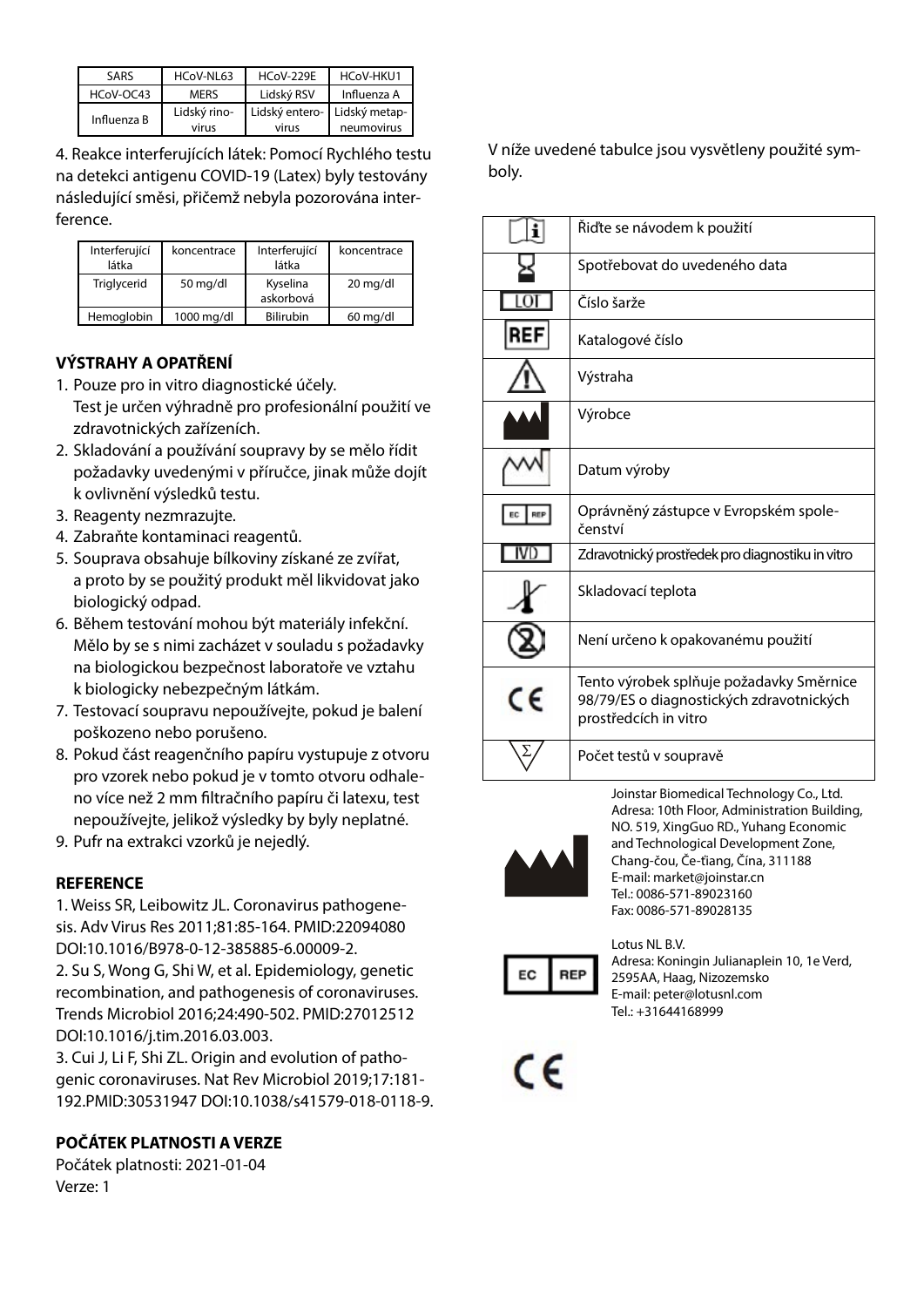| | | | |
|---|---|---|---|
| SARS | HCoV-NL63 | HCoV-229E | HCoV-HKU1 |
| HCoV-OC43 | MERS | Lidský RSV | Influenza A |
| Influenza B | Lidský rinovirus | Lidský enterovirus | Lidský metapneumovirus |

4. Reakce interferujících látek: Pomocí Rychlého testu na detekci antigenu COVID-19 (Latex) byly testovány následující směsi, přičemž nebyla pozorována interference.

| Interferující látka | koncentrace | Interferující látka | koncentrace |
|---|---|---|---|
| Triglycerid | 50 mg/dl | Kyselina askorbová | 20 mg/dl |
| Hemoglobin | 1000 mg/dl | Bilirubin | 60 mg/dl |

## VÝSTRAHY A OPATŘENÍ

1. Pouze pro in vitro diagnostické účely. Test je určen výhradně pro profesionální použití ve zdravotnických zařízeních.
2. Skladování a používání soupravy by se mělo řídit požadavky uvedenými v příručce, jinak může dojít k ovlivnění výsledků testu.
3. Reagenty nezmrazujte.
4. Zabraňte kontaminaci reagentů.
5. Souprava obsahuje bílkoviny získané ze zvířat, a proto by se použitý produkt měl likvidovat jako biologický odpad.
6. Během testování mohou být materiály infekční. Mělo by se s nimi zacházet v souladu s požadavky na biologickou bezpečnost laboratoře ve vztahu k biologicky nebezpečným látkám.
7. Testovací soupravu nepoužívejte, pokud je balení poškozeno nebo porušeno.
8. Pokud část reagenčního papíru vystupuje z otvoru pro vzorek nebo pokud je v tomto otvoru odhaleno více než 2 mm filtračního papíru či latexu, test nepoužívejte, jelikož výsledky by byly neplatné.
9. Pufr na extrakci vzorků je nejedlý.

## REFERENCE

1. Weiss SR, Leibowitz JL. Coronavirus pathogenesis. Adv Virus Res 2011;81:85-164. PMID:22094080 DOI:10.1016/B978-0-12-385885-6.00009-2.
2. Su S, Wong G, Shi W, et al. Epidemiology, genetic recombination, and pathogenesis of coronaviruses. Trends Microbiol 2016;24:490-502. PMID:27012512 DOI:10.1016/j.tim.2016.03.003.
3. Cui J, Li F, Shi ZL. Origin and evolution of pathogenic coronaviruses. Nat Rev Microbiol 2019;17:181-192.PMID:30531947 DOI:10.1038/s41579-018-0118-9.

## POČÁTEK PLATNOSTI A VERZE

Počátek platnosti: 2021-01-04
Verze: 1

V níže uvedené tabulce jsou vysvětleny použité symboly.

| | |
|---|---|
| i | Řiďte se návodem k použití |
| | Spotřebovat do uvedeného data |
| LOT | Číslo šarže |
| REF | Katalogové číslo |
| | Výstraha |
| | Výrobce |
| | Datum výroby |
| EC REP | Oprávněný zástupce v Evropském společenství |
| IVD | Zdravotnický prostředek pro diagnostiku in vitro |
| | Skladovací teplota |
| | Není určeno k opakovanému použití |
| CE | Tento výrobek splňuje požadavky Směrnice 98/79/ES o diagnostických zdravotnických prostředcích in vitro |
| Σ | Počet testů v soupravě |

Joinstar Biomedical Technology Co., Ltd.
Adresa: 10th Floor, Administration Building, NO. 519, XingGuo RD., Yuhang Economic and Technological Development Zone, Chang-čou, Če-ťiang, Čína, 311188
E-mail: market@joinstar.cn
Tel.: 0086-571-89023160
Fax: 0086-571-89028135

EC REP

Lotus NL B.V.
Adresa: Koningin Julianaplein 10, 1e Verd, 2595AA, Haag, Nizozemsko
E-mail: peter@lotusnl.com
Tel.: +31644168999

CE